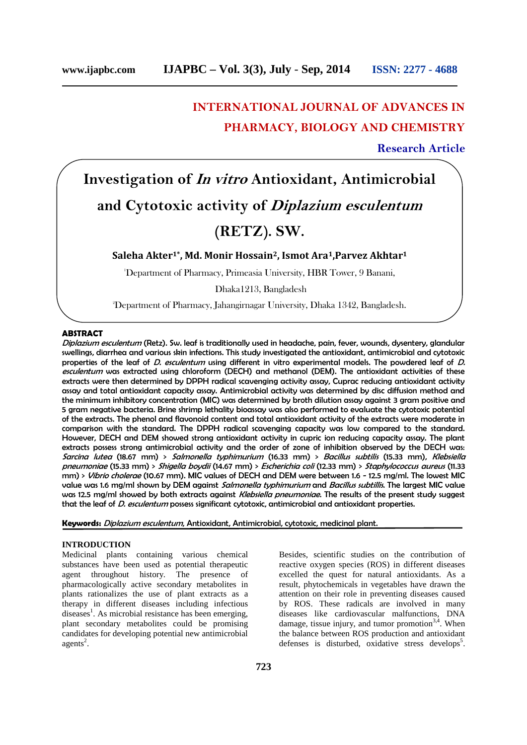# INTERNATIONAL JOURNAL OF ADVANCES IN PHARMACY, BIOLOGY AND CHEMISTRY

**Research Article**

# Investigation of *In vitro* Antioxidant, Antimicrobial and Cytotoxic activity of *Diplazium esculentum* (RETZ). SW.

**Saleha Akter[1*], Md. Monir Hossain[2], Ismot Ara[1], Parvez Akhtar[1]**

[1]Department of Pharmacy, Primeasia University, HBR Tower, 9 Banani, Dhaka1213, Bangladesh

[2]Department of Pharmacy, Jahangirnagar University, Dhaka 1342, Bangladesh.

## ABSTRACT

*Diplazium esculentum* (Retz). Sw. leaf is traditionally used in headache, pain, fever, wounds, dysentery, glandular swellings, diarrhea and various skin infections. This study investigated the antioxidant, antimicrobial and cytotoxic properties of the leaf of *D. esculentum* using different in vitro experimental models. The powdered leaf of *D. esculentum* was extracted using chloroform (DECH) and methanol (DEM). The antioxidant activities of these extracts were then determined by DPPH radical scavenging activity assay, Cuprac reducing antioxidant activity assay and total antioxidant capacity assay. Antimicrobial activity was determined by disc diffusion method and the minimum inhibitory concentration (MIC) was determined by broth dilution assay against 3 gram positive and 5 gram negative bacteria. Brine shrimp lethality bioassay was also performed to evaluate the cytotoxic potential of the extracts. The phenol and flavonoid content and total antioxidant activity of the extracts were moderate in comparison with the standard. The DPPH radical scavenging capacity was low compared to the standard. However, DECH and DEM showed strong antioxidant activity in cupric ion reducing capacity assay. The plant extracts possess strong antimicrobial activity and the order of zone of inhibition observed by the DECH was: *Sarcina lutea* (18.67 mm) > *Salmonella typhimurium* (16.33 mm) > *Bacillus subtilis* (15.33 mm), *Klebsiella pneumoniae* (15.33 mm) > *Shigella boydii* (14.67 mm) > *Escherichia coli* (12.33 mm) > *Staphylococcus aureus* (11.33 mm) > *Vibrio cholerae* (10.67 mm). MIC values of DECH and DEM were between 1.6 - 12.5 mg/ml. The lowest MIC value was 1.6 mg/ml shown by DEM against *Salmonella typhimurium* and *Bacillus subtillis*. The largest MIC value was 12.5 mg/ml showed by both extracts against *Klebsiella pneumoniae*. The results of the present study suggest that the leaf of *D. esculentum* possess significant cytotoxic, antimicrobial and antioxidant properties.

**Keywords:** *Diplazium esculentum*, Antioxidant, Antimicrobial, cytotoxic, medicinal plant.

## INTRODUCTION

Medicinal plants containing various chemical substances have been used as potential therapeutic agent throughout history. The presence of pharmacologically active secondary metabolites in plants rationalizes the use of plant extracts as a therapy in different diseases including infectious diseases[1]. As microbial resistance has been emerging, plant secondary metabolites could be promising candidates for developing potential new antimicrobial agents[2].

Besides, scientific studies on the contribution of reactive oxygen species (ROS) in different diseases excelled the quest for natural antioxidants. As a result, phytochemicals in vegetables have drawn the attention on their role in preventing diseases caused by ROS. These radicals are involved in many diseases like cardiovascular malfunctions, DNA damage, tissue injury, and tumor promotion[3,4]. When the balance between ROS production and antioxidant defenses is disturbed, oxidative stress develops[5].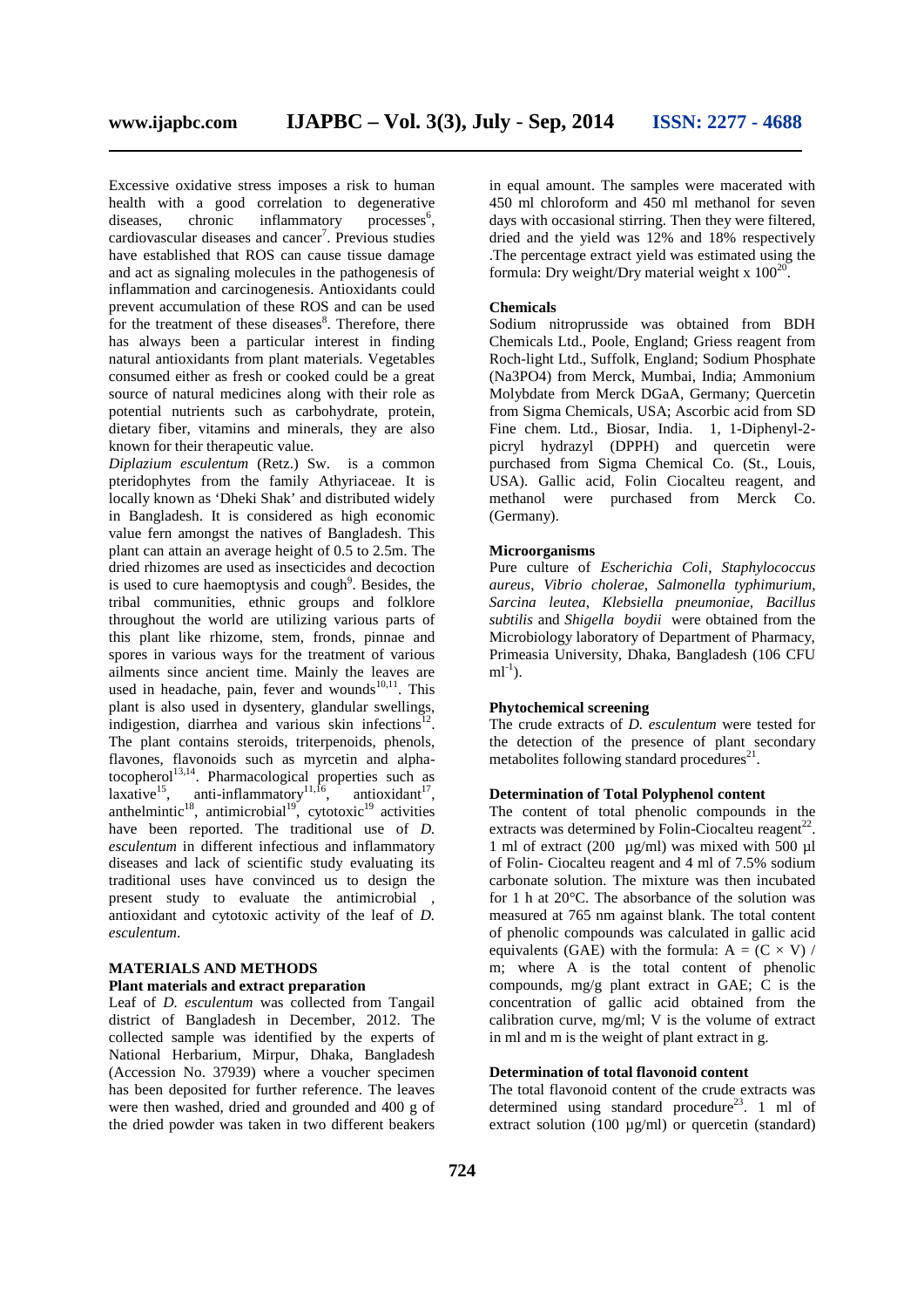Excessive oxidative stress imposes a risk to human health with a good correlation to degenerative diseases, chronic inflammatory processes[6], cardiovascular diseases and cancer[7]. Previous studies have established that ROS can cause tissue damage and act as signaling molecules in the pathogenesis of inflammation and carcinogenesis. Antioxidants could prevent accumulation of these ROS and can be used for the treatment of these diseases[8]. Therefore, there has always been a particular interest in finding natural antioxidants from plant materials. Vegetables consumed either as fresh or cooked could be a great source of natural medicines along with their role as potential nutrients such as carbohydrate, protein, dietary fiber, vitamins and minerals, they are also known for their therapeutic value.

*Diplazium esculentum* (Retz.) Sw. is a common pteridophytes from the family Athyriaceae. It is locally known as 'Dheki Shak' and distributed widely in Bangladesh. It is considered as high economic value fern amongst the natives of Bangladesh. This plant can attain an average height of 0.5 to 2.5m. The dried rhizomes are used as insecticides and decoction is used to cure haemoptysis and cough[9]. Besides, the tribal communities, ethnic groups and folklore throughout the world are utilizing various parts of this plant like rhizome, stem, fronds, pinnae and spores in various ways for the treatment of various ailments since ancient time. Mainly the leaves are used in headache, pain, fever and wounds[10,11]. This plant is also used in dysentery, glandular swellings, indigestion, diarrhea and various skin infections[12]. The plant contains steroids, triterpenoids, phenols, flavones, flavonoids such as myrcetin and alpha-tocopherol[13,14]. Pharmacological properties such as laxative[15], anti-inflammatory[11,16], antioxidant[17], anthelmintic[18], antimicrobial[19], cytotoxic[19] activities have been reported. The traditional use of *D. esculentum* in different infectious and inflammatory diseases and lack of scientific study evaluating its traditional uses have convinced us to design the present study to evaluate the antimicrobial , antioxidant and cytotoxic activity of the leaf of *D. esculentum*.

## MATERIALS AND METHODS

### Plant materials and extract preparation

Leaf of *D. esculentum* was collected from Tangail district of Bangladesh in December, 2012. The collected sample was identified by the experts of National Herbarium, Mirpur, Dhaka, Bangladesh (Accession No. 37939) where a voucher specimen has been deposited for further reference. The leaves were then washed, dried and grounded and 400 g of the dried powder was taken in two different beakers in equal amount. The samples were macerated with 450 ml chloroform and 450 ml methanol for seven days with occasional stirring. Then they were filtered, dried and the yield was 12% and 18% respectively .The percentage extract yield was estimated using the formula: Dry weight/Dry material weight x 100[20].

### Chemicals

Sodium nitroprusside was obtained from BDH Chemicals Ltd., Poole, England; Griess reagent from Roch-light Ltd., Suffolk, England; Sodium Phosphate ($Na_3PO_4$) from Merck, Mumbai, India; Ammonium Molybdate from Merck DGaA, Germany; Quercetin from Sigma Chemicals, USA; Ascorbic acid from SD Fine chem. Ltd., Biosar, India. 1, 1-Diphenyl-2-picryl hydrazyl (DPPH) and quercetin were purchased from Sigma Chemical Co. (St., Louis, USA). Gallic acid, Folin Ciocalteu reagent, and methanol were purchased from Merck Co. (Germany).

### Microorganisms

Pure culture of *Escherichia Coli*, *Staphylococcus aureus*, *Vibrio cholerae*, *Salmonella typhimurium*, *Sarcina leutea*, *Klebsiella pneumoniae*, *Bacillus subtilis* and *Shigella boydii* were obtained from the Microbiology laboratory of Department of Pharmacy, Primeasia University, Dhaka, Bangladesh (106 CFU $ml^{-1}$).

### Phytochemical screening

The crude extracts of *D. esculentum* were tested for the detection of the presence of plant secondary metabolites following standard procedures[21].

### Determination of Total Polyphenol content

The content of total phenolic compounds in the extracts was determined by Folin-Ciocalteu reagent[22]. 1 ml of extract (200 µg/ml) was mixed with 500 µl of Folin- Ciocalteu reagent and 4 ml of 7.5% sodium carbonate solution. The mixture was then incubated for 1 h at 20°C. The absorbance of the solution was measured at 765 nm against blank. The total content of phenolic compounds was calculated in gallic acid equivalents (GAE) with the formula: $A = (C \times V) / m$; where A is the total content of phenolic compounds, mg/g plant extract in GAE; C is the concentration of gallic acid obtained from the calibration curve, mg/ml; V is the volume of extract in ml and m is the weight of plant extract in g.

### Determination of total flavonoid content

The total flavonoid content of the crude extracts was determined using standard procedure[23]. 1 ml of extract solution (100 µg/ml) or quercetin (standard)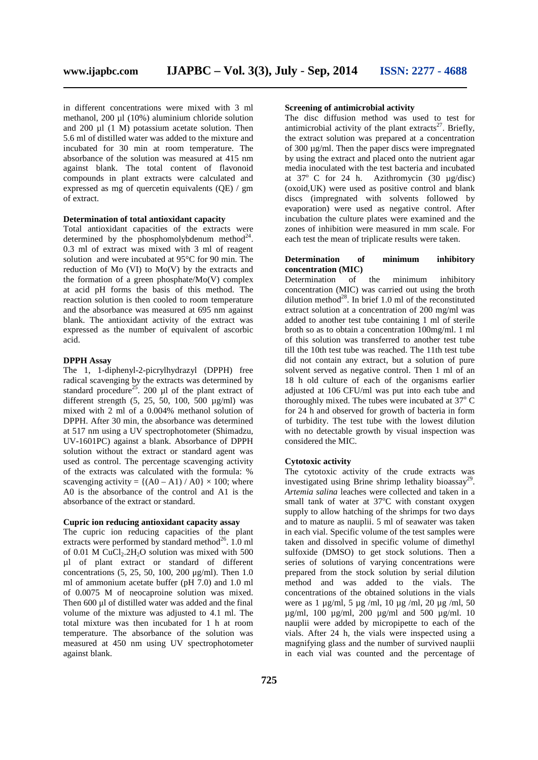in different concentrations were mixed with 3 ml methanol, 200 µl (10%) aluminium chloride solution and 200 µl (1 M) potassium acetate solution. Then 5.6 ml of distilled water was added to the mixture and incubated for 30 min at room temperature. The absorbance of the solution was measured at 415 nm against blank. The total content of flavonoid compounds in plant extracts were calculated and expressed as mg of quercetin equivalents (QE) / gm of extract.

#### Determination of total antioxidant capacity

Total antioxidant capacities of the extracts were determined by the phosphomolybdenum method[24]. 0.3 ml of extract was mixed with 3 ml of reagent solution and were incubated at 95°C for 90 min. The reduction of Mo (VI) to Mo(V) by the extracts and the formation of a green phosphate/Mo(V) complex at acid pH forms the basis of this method. The reaction solution is then cooled to room temperature and the absorbance was measured at 695 nm against blank. The antioxidant activity of the extract was expressed as the number of equivalent of ascorbic acid.

#### DPPH Assay

The 1, 1-diphenyl-2-picrylhydrazyl (DPPH) free radical scavenging by the extracts was determined by standard procedure[25]. 200 µl of the plant extract of different strength (5, 25, 50, 100, 500 µg/ml) was mixed with 2 ml of a 0.004% methanol solution of DPPH. After 30 min, the absorbance was determined at 517 nm using a UV spectrophotometer (Shimadzu, UV-1601PC) against a blank. Absorbance of DPPH solution without the extract or standard agent was used as control. The percentage scavenging activity of the extracts was calculated with the formula: % scavenging activity = $\{(A0 – A1) / A0\} \times 100$; where A0 is the absorbance of the control and A1 is the absorbance of the extract or standard.

#### Cupric ion reducing antioxidant capacity assay

The cupric ion reducing capacities of the plant extracts were performed by standard method[26]. 1.0 ml of 0.01 M $CuCl_2.2H_2O$ solution was mixed with 500 µl of plant extract or standard of different concentrations (5, 25, 50, 100, 200 µg/ml). Then 1.0 ml of ammonium acetate buffer (pH 7.0) and 1.0 ml of 0.0075 M of neocaproine solution was mixed. Then 600 µl of distilled water was added and the final volume of the mixture was adjusted to 4.1 ml. The total mixture was then incubated for 1 h at room temperature. The absorbance of the solution was measured at 450 nm using UV spectrophotometer against blank.

#### Screening of antimicrobial activity

The disc diffusion method was used to test for antimicrobial activity of the plant extracts[27]. Briefly, the extract solution was prepared at a concentration of 300 µg/ml. Then the paper discs were impregnated by using the extract and placed onto the nutrient agar media inoculated with the test bacteria and incubated at 37° C for 24 h. Azithromycin (30 µg/disc) (oxoid,UK) were used as positive control and blank discs (impregnated with solvents followed by evaporation) were used as negative control. After incubation the culture plates were examined and the zones of inhibition were measured in mm scale. For each test the mean of triplicate results were taken.

#### Determination of minimum inhibitory concentration (MIC)

Determination of the minimum inhibitory concentration (MIC) was carried out using the broth dilution method[28]. In brief 1.0 ml of the reconstituted extract solution at a concentration of 200 mg/ml was added to another test tube containing 1 ml of sterile broth so as to obtain a concentration 100mg/ml. 1 ml of this solution was transferred to another test tube till the 10th test tube was reached. The 11th test tube did not contain any extract, but a solution of pure solvent served as negative control. Then 1 ml of an 18 h old culture of each of the organisms earlier adjusted at 106 CFU/ml was put into each tube and thoroughly mixed. The tubes were incubated at 37° C for 24 h and observed for growth of bacteria in form of turbidity. The test tube with the lowest dilution with no detectable growth by visual inspection was considered the MIC.

#### Cytotoxic activity

The cytotoxic activity of the crude extracts was investigated using Brine shrimp lethality bioassay[29]. *Artemia salina* leaches were collected and taken in a small tank of water at 37°C with constant oxygen supply to allow hatching of the shrimps for two days and to mature as nauplii. 5 ml of seawater was taken in each vial. Specific volume of the test samples were taken and dissolved in specific volume of dimethyl sulfoxide (DMSO) to get stock solutions. Then a series of solutions of varying concentrations were prepared from the stock solution by serial dilution method and was added to the vials. The concentrations of the obtained solutions in the vials were as 1 µg/ml, 5 µg /ml, 10 µg /ml, 20 µg /ml, 50 µg/ml, 100 µg/ml, 200 µg/ml and 500 µg/ml. 10 nauplii were added by micropipette to each of the vials. After 24 h, the vials were inspected using a magnifying glass and the number of survived nauplii in each vial was counted and the percentage of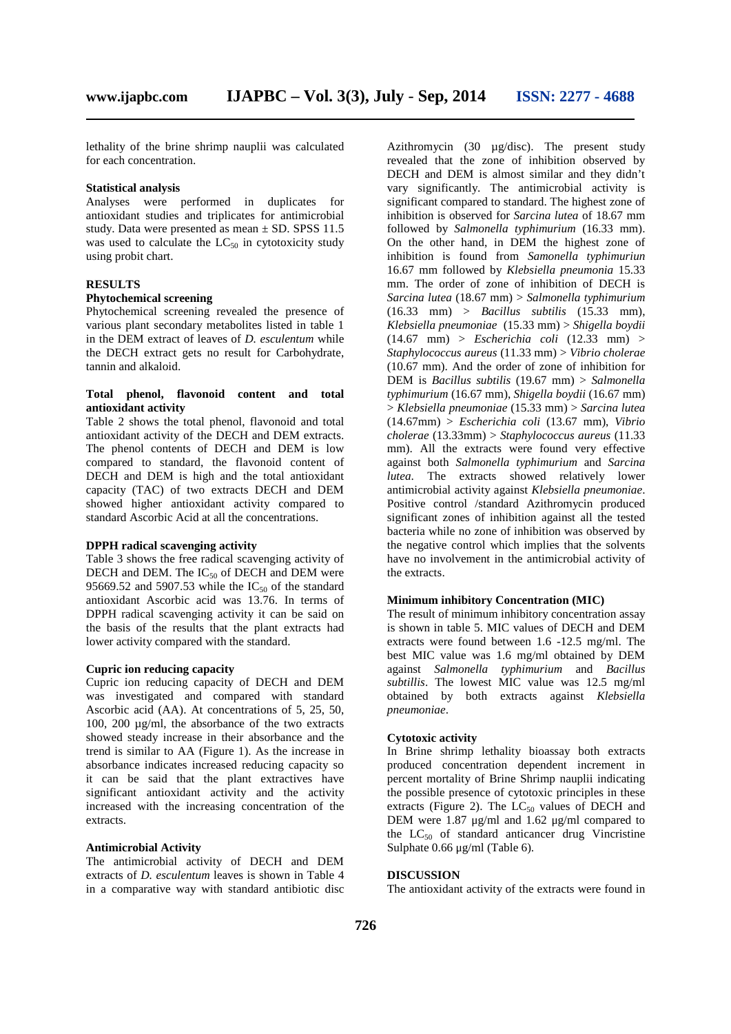lethality of the brine shrimp nauplii was calculated for each concentration.

### Statistical analysis

Analyses were performed in duplicates for antioxidant studies and triplicates for antimicrobial study. Data were presented as mean ± SD. SPSS 11.5 was used to calculate the $LC_{50}$ in cytotoxicity study using probit chart.

## RESULTS

### Phytochemical screening

Phytochemical screening revealed the presence of various plant secondary metabolites listed in table 1 in the DEM extract of leaves of *D. esculentum* while the DECH extract gets no result for Carbohydrate, tannin and alkaloid.

### Total phenol, flavonoid content and total antioxidant activity

Table 2 shows the total phenol, flavonoid and total antioxidant activity of the DECH and DEM extracts. The phenol contents of DECH and DEM is low compared to standard, the flavonoid content of DECH and DEM is high and the total antioxidant capacity (TAC) of two extracts DECH and DEM showed higher antioxidant activity compared to standard Ascorbic Acid at all the concentrations.

### DPPH radical scavenging activity

Table 3 shows the free radical scavenging activity of DECH and DEM. The $IC_{50}$ of DECH and DEM were 95669.52 and 5907.53 while the $IC_{50}$ of the standard antioxidant Ascorbic acid was 13.76. In terms of DPPH radical scavenging activity it can be said on the basis of the results that the plant extracts had lower activity compared with the standard.

### Cupric ion reducing capacity

Cupric ion reducing capacity of DECH and DEM was investigated and compared with standard Ascorbic acid (AA). At concentrations of 5, 25, 50, 100, 200 µg/ml, the absorbance of the two extracts showed steady increase in their absorbance and the trend is similar to AA (Figure 1). As the increase in absorbance indicates increased reducing capacity so it can be said that the plant extractives have significant antioxidant activity and the activity increased with the increasing concentration of the extracts.

### Antimicrobial Activity

The antimicrobial activity of DECH and DEM extracts of *D. esculentum* leaves is shown in Table 4 in a comparative way with standard antibiotic disc Azithromycin (30 µg/disc). The present study revealed that the zone of inhibition observed by DECH and DEM is almost similar and they didn't vary significantly. The antimicrobial activity is significant compared to standard. The highest zone of inhibition is observed for *Sarcina lutea* of 18.67 mm followed by *Salmonella typhimurium* (16.33 mm). On the other hand, in DEM the highest zone of inhibition is found from *Samonella typhimuriun* 16.67 mm followed by *Klebsiella pneumonia* 15.33 mm. The order of zone of inhibition of DECH is *Sarcina lutea* (18.67 mm) > *Salmonella typhimurium* (16.33 mm) > *Bacillus subtilis* (15.33 mm), *Klebsiella pneumoniae* (15.33 mm) > *Shigella boydii* (14.67 mm) > *Escherichia coli* (12.33 mm) > *Staphylococcus aureus* (11.33 mm) > *Vibrio cholerae* (10.67 mm). And the order of zone of inhibition for DEM is *Bacillus subtilis* (19.67 mm) > *Salmonella typhimurium* (16.67 mm), *Shigella boydii* (16.67 mm) > *Klebsiella pneumoniae* (15.33 mm) > *Sarcina lutea* (14.67mm) > *Escherichia coli* (13.67 mm), *Vibrio cholerae* (13.33mm) > *Staphylococcus aureus* (11.33 mm). All the extracts were found very effective against both *Salmonella typhimurium* and *Sarcina lutea*. The extracts showed relatively lower antimicrobial activity against *Klebsiella pneumoniae*. Positive control /standard Azithromycin produced significant zones of inhibition against all the tested bacteria while no zone of inhibition was observed by the negative control which implies that the solvents have no involvement in the antimicrobial activity of the extracts.

### Minimum inhibitory Concentration (MIC)

The result of minimum inhibitory concentration assay is shown in table 5. MIC values of DECH and DEM extracts were found between 1.6 -12.5 mg/ml. The best MIC value was 1.6 mg/ml obtained by DEM against *Salmonella typhimurium* and *Bacillus subtillis*. The lowest MIC value was 12.5 mg/ml obtained by both extracts against *Klebsiella pneumoniae*.

### Cytotoxic activity

In Brine shrimp lethality bioassay both extracts produced concentration dependent increment in percent mortality of Brine Shrimp nauplii indicating the possible presence of cytotoxic principles in these extracts (Figure 2). The $LC_{50}$ values of DECH and DEM were 1.87 µg/ml and 1.62 µg/ml compared to the $LC_{50}$ of standard anticancer drug Vincristine Sulphate 0.66 µg/ml (Table 6).

## DISCUSSION

The antioxidant activity of the extracts were found in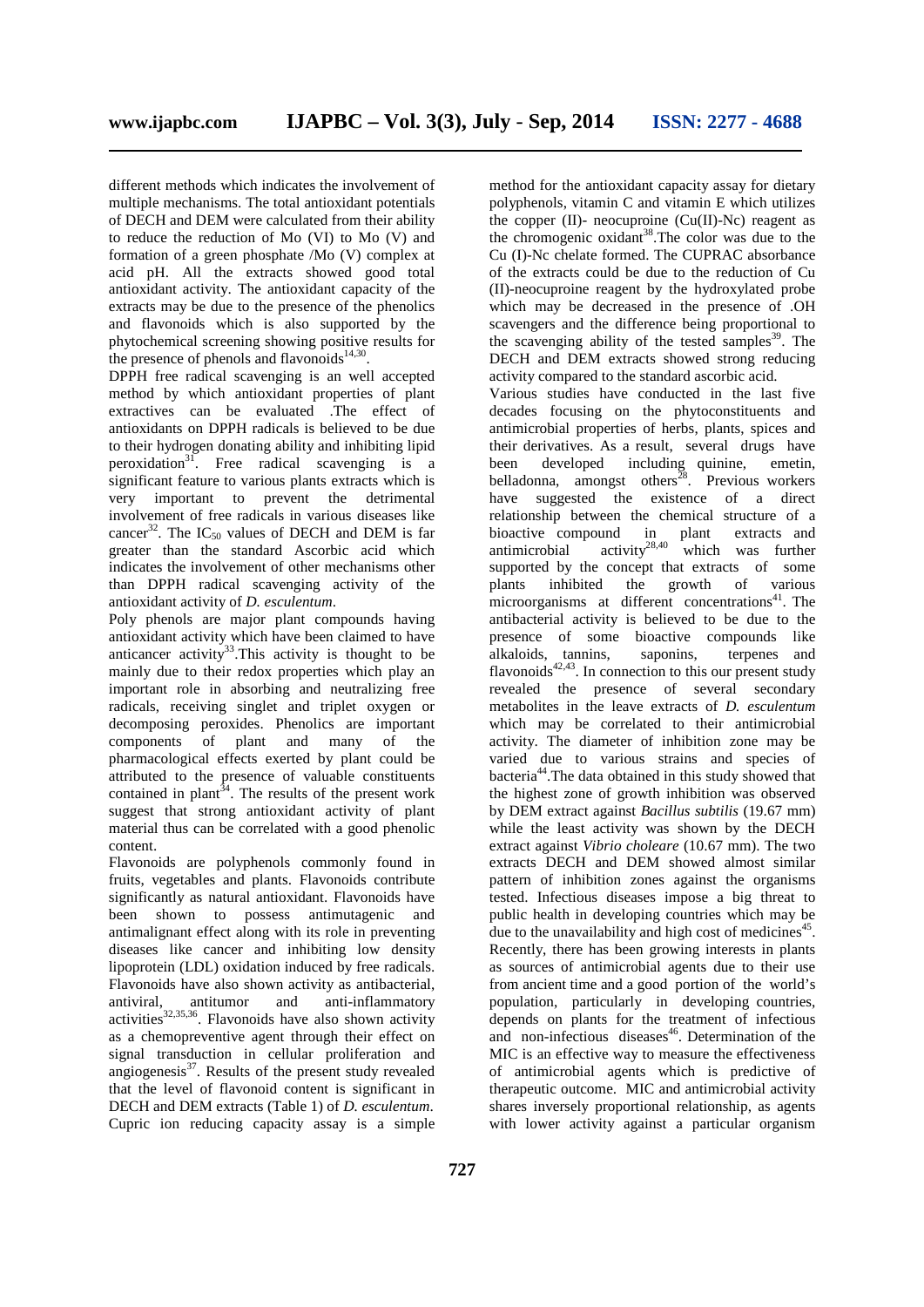different methods which indicates the involvement of multiple mechanisms. The total antioxidant potentials of DECH and DEM were calculated from their ability to reduce the reduction of Mo (VI) to Mo (V) and formation of a green phosphate /Mo (V) complex at acid pH. All the extracts showed good total antioxidant activity. The antioxidant capacity of the extracts may be due to the presence of the phenolics and flavonoids which is also supported by the phytochemical screening showing positive results for the presence of phenols and flavonoids[14,30].

DPPH free radical scavenging is an well accepted method by which antioxidant properties of plant extractives can be evaluated .The effect of antioxidants on DPPH radicals is believed to be due to their hydrogen donating ability and inhibiting lipid peroxidation[31]. Free radical scavenging is a significant feature to various plants extracts which is very important to prevent the detrimental involvement of free radicals in various diseases like cancer[32]. The $IC_{50}$ values of DECH and DEM is far greater than the standard Ascorbic acid which indicates the involvement of other mechanisms other than DPPH radical scavenging activity of the antioxidant activity of *D. esculentum*.

Poly phenols are major plant compounds having antioxidant activity which have been claimed to have anticancer activity[33].This activity is thought to be mainly due to their redox properties which play an important role in absorbing and neutralizing free radicals, receiving singlet and triplet oxygen or decomposing peroxides. Phenolics are important components of plant and many of the pharmacological effects exerted by plant could be attributed to the presence of valuable constituents contained in plant[34]. The results of the present work suggest that strong antioxidant activity of plant material thus can be correlated with a good phenolic content.

Flavonoids are polyphenols commonly found in fruits, vegetables and plants. Flavonoids contribute significantly as natural antioxidant. Flavonoids have been shown to possess antimutagenic and antimalignant effect along with its role in preventing diseases like cancer and inhibiting low density lipoprotein (LDL) oxidation induced by free radicals. Flavonoids have also shown activity as antibacterial, antiviral, antitumor and anti-inflammatory activities[32,35,36]. Flavonoids have also shown activity as a chemopreventive agent through their effect on signal transduction in cellular proliferation and angiogenesis[37]. Results of the present study revealed that the level of flavonoid content is significant in DECH and DEM extracts (Table 1) of *D. esculentum*.

Cupric ion reducing capacity assay is a simple method for the antioxidant capacity assay for dietary polyphenols, vitamin C and vitamin E which utilizes the copper (II)- neocuproine (Cu(II)-Nc) reagent as the chromogenic oxidant[38].The color was due to the Cu (I)-Nc chelate formed. The CUPRAC absorbance of the extracts could be due to the reduction of Cu (II)-neocuproine reagent by the hydroxylated probe which may be decreased in the presence of .OH scavengers and the difference being proportional to the scavenging ability of the tested samples[39]. The DECH and DEM extracts showed strong reducing activity compared to the standard ascorbic acid.

Various studies have conducted in the last five decades focusing on the phytoconstituents and antimicrobial properties of herbs, plants, spices and their derivatives. As a result, several drugs have been developed including quinine, emetin, belladonna, amongst others[28]. Previous workers have suggested the existence of a direct relationship between the chemical structure of a bioactive compound in plant extracts and antimicrobial activity[28,40] which was further supported by the concept that extracts of some plants inhibited the growth of various microorganisms at different concentrations[41]. The antibacterial activity is believed to be due to the presence of some bioactive compounds like alkaloids, tannins, saponins, terpenes and flavonoids[42,43]. In connection to this our present study revealed the presence of several secondary metabolites in the leave extracts of *D. esculentum* which may be correlated to their antimicrobial activity. The diameter of inhibition zone may be varied due to various strains and species of bacteria[44].The data obtained in this study showed that the highest zone of growth inhibition was observed by DEM extract against *Bacillus subtilis* (19.67 mm) while the least activity was shown by the DECH extract against *Vibrio choleare* (10.67 mm). The two extracts DECH and DEM showed almost similar pattern of inhibition zones against the organisms tested. Infectious diseases impose a big threat to public health in developing countries which may be due to the unavailability and high cost of medicines[45]. Recently, there has been growing interests in plants as sources of antimicrobial agents due to their use from ancient time and a good portion of the world's population, particularly in developing countries, depends on plants for the treatment of infectious and non-infectious diseases[46]. Determination of the MIC is an effective way to measure the effectiveness of antimicrobial agents which is predictive of therapeutic outcome. MIC and antimicrobial activity shares inversely proportional relationship, as agents with lower activity against a particular organism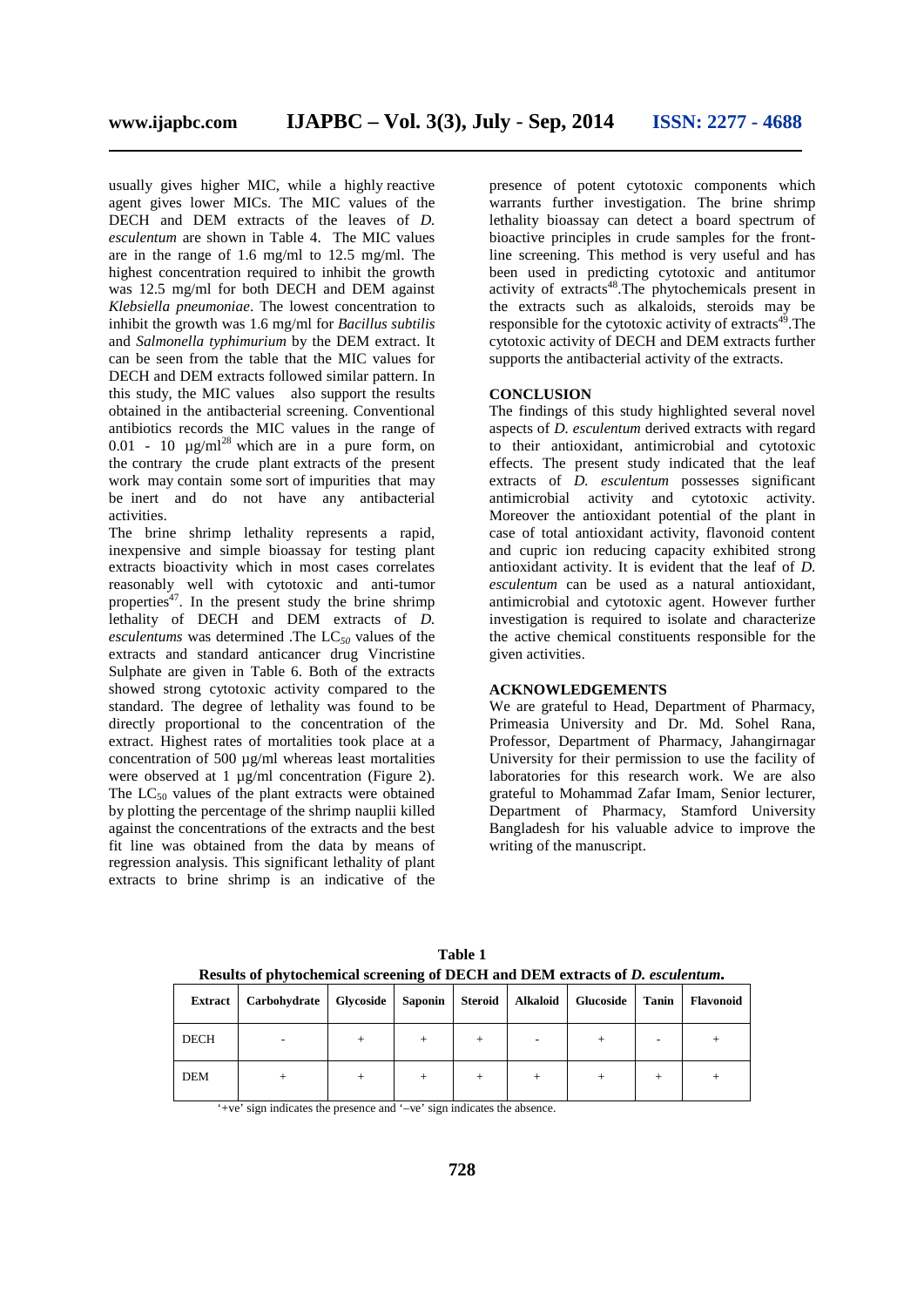usually gives higher MIC, while a highly reactive agent gives lower MICs. The MIC values of the DECH and DEM extracts of the leaves of *D. esculentum* are shown in Table 4. The MIC values are in the range of 1.6 mg/ml to 12.5 mg/ml. The highest concentration required to inhibit the growth was 12.5 mg/ml for both DECH and DEM against *Klebsiella pneumoniae*. The lowest concentration to inhibit the growth was 1.6 mg/ml for *Bacillus subtilis* and *Salmonella typhimurium* by the DEM extract. It can be seen from the table that the MIC values for DECH and DEM extracts followed similar pattern. In this study, the MIC values also support the results obtained in the antibacterial screening. Conventional antibiotics records the MIC values in the range of 0.01 - 10 µg/ml[28] which are in a pure form, on the contrary the crude plant extracts of the present work may contain some sort of impurities that may be inert and do not have any antibacterial activities.

The brine shrimp lethality represents a rapid, inexpensive and simple bioassay for testing plant extracts bioactivity which in most cases correlates reasonably well with cytotoxic and anti-tumor properties[47]. In the present study the brine shrimp lethality of DECH and DEM extracts of *D. esculentums* was determined .The $LC_{50}$ values of the extracts and standard anticancer drug Vincristine Sulphate are given in Table 6. Both of the extracts showed strong cytotoxic activity compared to the standard. The degree of lethality was found to be directly proportional to the concentration of the extract. Highest rates of mortalities took place at a concentration of 500 µg/ml whereas least mortalities were observed at 1 µg/ml concentration (Figure 2). The $LC_{50}$ values of the plant extracts were obtained by plotting the percentage of the shrimp nauplii killed against the concentrations of the extracts and the best fit line was obtained from the data by means of regression analysis. This significant lethality of plant extracts to brine shrimp is an indicative of the presence of potent cytotoxic components which warrants further investigation. The brine shrimp lethality bioassay can detect a board spectrum of bioactive principles in crude samples for the front-line screening. This method is very useful and has been used in predicting cytotoxic and antitumor activity of extracts[48].The phytochemicals present in the extracts such as alkaloids, steroids may be responsible for the cytotoxic activity of extracts[49].The cytotoxic activity of DECH and DEM extracts further supports the antibacterial activity of the extracts.

## CONCLUSION

The findings of this study highlighted several novel aspects of *D. esculentum* derived extracts with regard to their antioxidant, antimicrobial and cytotoxic effects. The present study indicated that the leaf extracts of *D. esculentum* possesses significant antimicrobial activity and cytotoxic activity. Moreover the antioxidant potential of the plant in case of total antioxidant activity, flavonoid content and cupric ion reducing capacity exhibited strong antioxidant activity. It is evident that the leaf of *D. esculentum* can be used as a natural antioxidant, antimicrobial and cytotoxic agent. However further investigation is required to isolate and characterize the active chemical constituents responsible for the given activities.

## ACKNOWLEDGEMENTS

We are grateful to Head, Department of Pharmacy, Primeasia University and Dr. Md. Sohel Rana, Professor, Department of Pharmacy, Jahangirnagar University for their permission to use the facility of laboratories for this research work. We are also grateful to Mohammad Zafar Imam, Senior lecturer, Department of Pharmacy, Stamford University Bangladesh for his valuable advice to improve the writing of the manuscript.

**Table 1**
**Results of phytochemical screening of DECH and DEM extracts of *D. esculentum*.**

| Extract | Carbohydrate | Glycoside | Saponin | Steroid | Alkaloid | Glucoside | Tanin | Flavonoid |
|---|---|---|---|---|---|---|---|---|
| DECH | - | + | + | + | - | + | - | + |
| DEM | + | + | + | + | + | + | + | + |

'+ve' sign indicates the presence and '–ve' sign indicates the absence.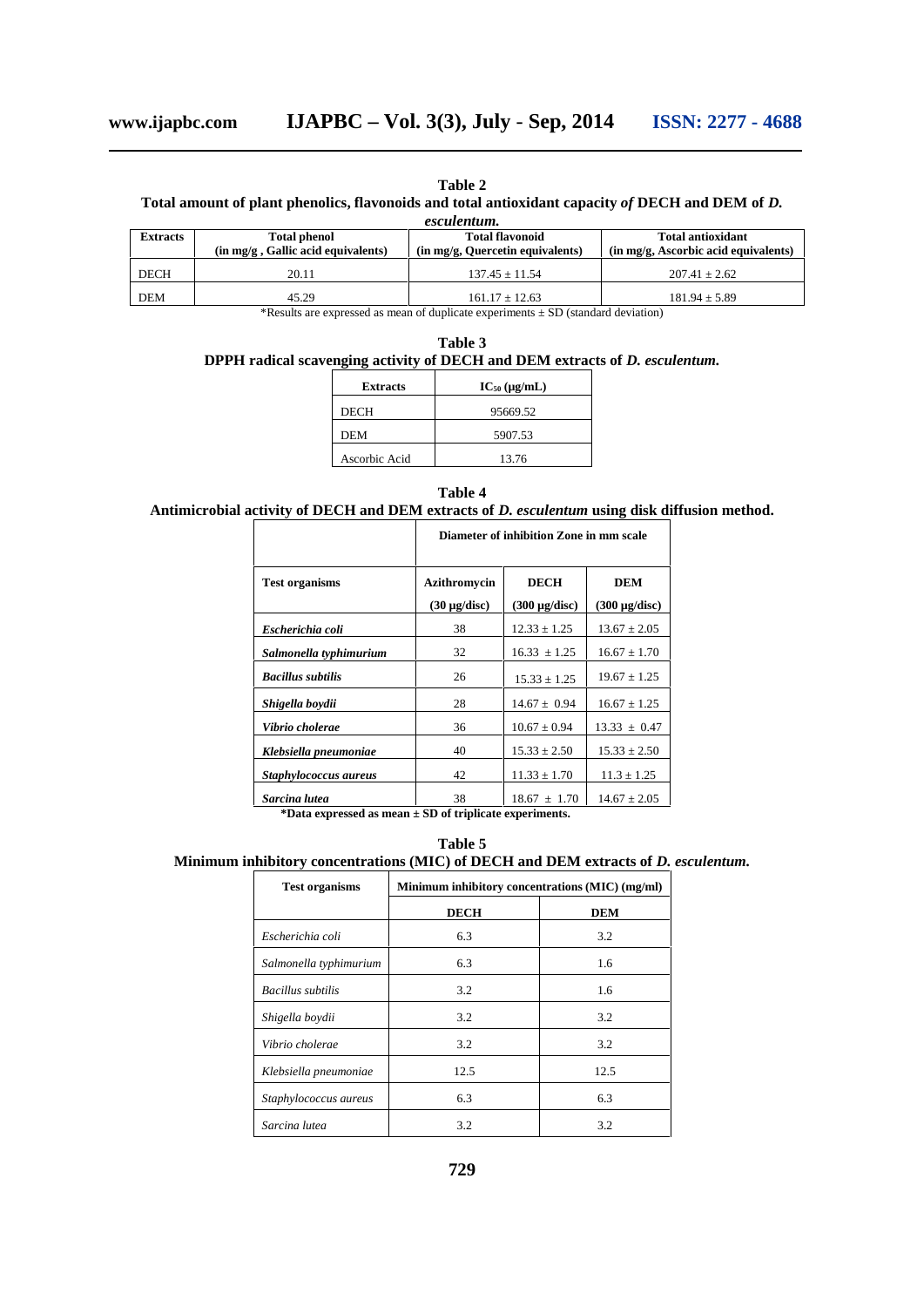**Table 2**
**Total amount of plant phenolics, flavonoids and total antioxidant capacity *of* DECH and DEM of *D. esculentum.***

| Extracts | Total phenol (in mg/g , Gallic acid equivalents) | Total flavonoid (in mg/g, Quercetin equivalents) | Total antioxidant (in mg/g, Ascorbic acid equivalents) |
|---|---|---|---|
| DECH | 20.11 | 137.45 ± 11.54 | 207.41 ± 2.62 |
| DEM | 45.29 | 161.17 ± 12.63 | 181.94 ± 5.89 |

*Results are expressed as mean of duplicate experiments ± SD (standard deviation)

**Table 3**
**DPPH radical scavenging activity of DECH and DEM extracts of *D. esculentum.***

| Extracts | $IC_{50}$ (μg/mL) |
|---|---|
| DECH | 95669.52 |
| DEM | 5907.53 |
| Ascorbic Acid | 13.76 |

**Table 4**
**Antimicrobial activity of DECH and DEM extracts of *D. esculentum* using disk diffusion method.**

| | Diameter of inhibition Zone in mm scale | | |
|---|---|---|---|
| **Test organisms** | **Azithromycin (30 μg/disc)** | **DECH (300 μg/disc)** | **DEM (300 μg/disc)** |
| ***Escherichia coli*** | 38 | 12.33 ± 1.25 | 13.67 ± 2.05 |
| ***Salmonella typhimurium*** | 32 | 16.33 ± 1.25 | 16.67 ± 1.70 |
| ***Bacillus subtilis*** | 26 | 15.33 ± 1.25 | 19.67 ± 1.25 |
| ***Shigella boydii*** | 28 | 14.67 ± 0.94 | 16.67 ± 1.25 |
| ***Vibrio cholerae*** | 36 | 10.67 ± 0.94 | 13.33 ± 0.47 |
| ***Klebsiella pneumoniae*** | 40 | 15.33 ± 2.50 | 15.33 ± 2.50 |
| ***Staphylococcus aureus*** | 42 | 11.33 ± 1.70 | 11.3 ± 1.25 |
| ***Sarcina lutea*** | 38 | 18.67 ± 1.70 | 14.67 ± 2.05 |

***Data expressed as mean ± SD of triplicate experiments.**

**Table 5**
**Minimum inhibitory concentrations (MIC) of DECH and DEM extracts of *D. esculentum.***

| Test organisms | Minimum inhibitory concentrations (MIC) (mg/ml) | |
|---|---|---|
| | **DECH** | **DEM** |
| *Escherichia coli* | 6.3 | 3.2 |
| *Salmonella typhimurium* | 6.3 | 1.6 |
| *Bacillus subtilis* | 3.2 | 1.6 |
| *Shigella boydii* | 3.2 | 3.2 |
| *Vibrio cholerae* | 3.2 | 3.2 |
| *Klebsiella pneumoniae* | 12.5 | 12.5 |
| *Staphylococcus aureus* | 6.3 | 6.3 |
| *Sarcina lutea* | 3.2 | 3.2 |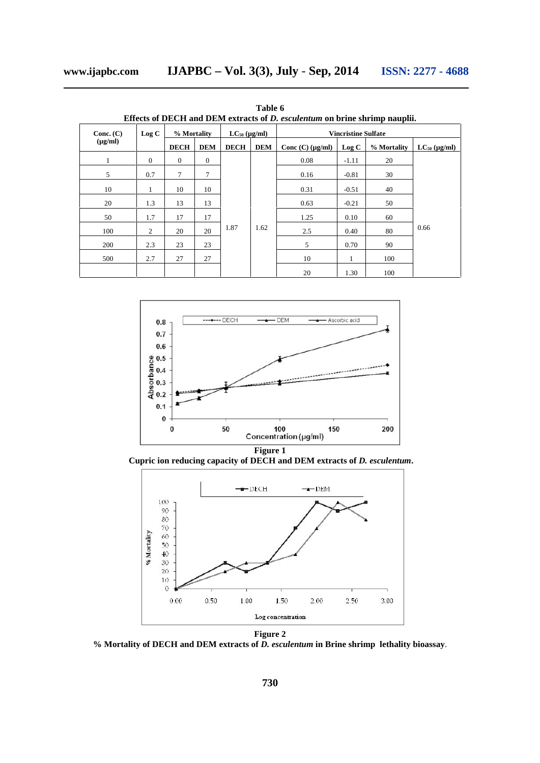**Table 6**
**Effects of DECH and DEM extracts of *D. esculentum* on brine shrimp nauplii.**

| Conc. (C) (μg/ml) | Log C | % Mortality | | $LC_{50}$ (μg/ml) | | Vincristine Sulfate | | | |
|---|---|---|---|---|---|---|---|---|---|
| | | DECH | DEM | DECH | DEM | Conc (C) (μg/ml) | Log C | % Mortality | $LC_{50}$ (μg/ml) |
| 1 | 0 | 0 | 0 | 1.87 | 1.62 | 0.08 | -1.11 | 20 | 0.66 |
| 5 | 0.7 | 7 | 7 | | | 0.16 | -0.81 | 30 | |
| 10 | 1 | 10 | 10 | | | 0.31 | -0.51 | 40 | |
| 20 | 1.3 | 13 | 13 | | | 0.63 | -0.21 | 50 | |
| 50 | 1.7 | 17 | 17 | | | 1.25 | 0.10 | 60 | |
| 100 | 2 | 20 | 20 | | | 2.5 | 0.40 | 80 | |
| 200 | 2.3 | 23 | 23 | | | 5 | 0.70 | 90 | |
| 500 | 2.7 | 27 | 27 | | | 10 | 1 | 100 | |
| | | | | | | 20 | 1.30 | 100 | |

**Figure 1**
**Cupric ion reducing capacity of DECH and DEM extracts of *D. esculentum*.**

**Figure 2**
**% Mortality of DECH and DEM extracts of *D. esculentum* in Brine shrimp lethality bioassay**.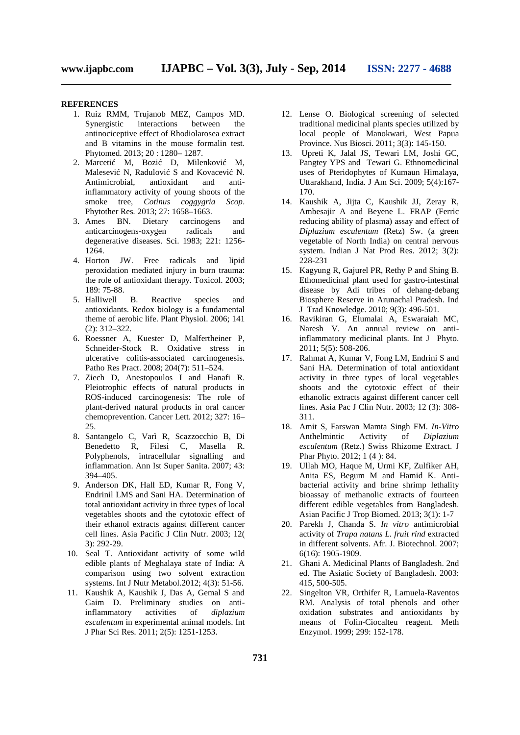**REFERENCES**

1. Ruiz RMM, Trujanob MEZ, Campos MD. Synergistic interactions between the antinociceptive effect of Rhodiolarosea extract and B vitamins in the mouse formalin test. Phytomed. 2013; 20 : 1280– 1287.
2. Marcetić M, Bozić D, Milenković M, Malesević N, Radulović S and Kovacević N. Antimicrobial, antioxidant and anti-inflammatory activity of young shoots of the smoke tree, *Cotinus coggygria Scop*. Phytother Res. 2013; 27: 1658–1663.
3. Ames BN. Dietary carcinogens and anticarcinogens-oxygen radicals and degenerative diseases. Sci. 1983; 221: 1256-1264.
4. Horton JW. Free radicals and lipid peroxidation mediated injury in burn trauma: the role of antioxidant therapy. Toxicol. 2003; 189: 75-88.
5. Halliwell B. Reactive species and antioxidants. Redox biology is a fundamental theme of aerobic life. Plant Physiol. 2006; 141 (2): 312–322.
6. Roessner A, Kuester D, Malfertheiner P, Schneider-Stock R. Oxidative stress in ulcerative colitis-associated carcinogenesis. Patho Res Pract. 2008; 204(7): 511–524.
7. Ziech D, Anestopoulos I and Hanafi R. Pleiotrophic effects of natural products in ROS-induced carcinogenesis: The role of plant-derived natural products in oral cancer chemoprevention. Cancer Lett. 2012; 327: 16–25.
8. Santangelo C, Varì R, Scazzocchio B, Di Benedetto R, Filesi C, Masella R. Polyphenols, intracellular signalling and inflammation. Ann Ist Super Sanita. 2007; 43: 394–405.
9. Anderson DK, Hall ED, Kumar R, Fong V, Endrinil LMS and Sani HA. Determination of total antioxidant activity in three types of local vegetables shoots and the cytotoxic effect of their ethanol extracts against different cancer cell lines. Asia Pacific J Clin Nutr. 2003; 12( 3): 292-29.
10. Seal T. Antioxidant activity of some wild edible plants of Meghalaya state of India: A comparison using two solvent extraction systems. Int J Nutr Metabol.2012; 4(3): 51-56.
11. Kaushik A, Kaushik J, Das A, Gemal S and Gaim D. Preliminary studies on anti-inflammatory activities of *diplazium esculentum* in experimental animal models. Int J Phar Sci Res. 2011; 2(5): 1251-1253.
12. Lense O. Biological screening of selected traditional medicinal plants species utilized by local people of Manokwari, West Papua Province. Nus Biosci. 2011; 3(3): 145-150.
13. Upreti K, Jalal JS, Tewari LM, Joshi GC, Pangtey YPS and Tewari G. Ethnomedicinal uses of Pteridophytes of Kumaun Himalaya, Uttarakhand, India. J Am Sci. 2009; 5(4):167-170.
14. Kaushik A, Jijta C, Kaushik JJ, Zeray R, Ambesajir A and Beyene L. FRAP (Ferric reducing ability of plasma) assay and effect of *Diplazium esculentum* (Retz) Sw. (a green vegetable of North India) on central nervous system. Indian J Nat Prod Res. 2012; 3(2): 228-231
15. Kagyung R, Gajurel PR, Rethy P and Shing B. Ethomedicinal plant used for gastro-intestinal disease by Adi tribes of dehang-debang Biosphere Reserve in Arunachal Pradesh. Ind J Trad Knowledge. 2010; 9(3): 496-501.
16. Ravikiran G, Elumalai A, Eswaraiah MC, Naresh V. An annual review on anti-inflammatory medicinal plants. Int J Phyto. 2011; 5(5): 508-206.
17. Rahmat A, Kumar V, Fong LM, Endrini S and Sani HA. Determination of total antioxidant activity in three types of local vegetables shoots and the cytotoxic effect of their ethanolic extracts against different cancer cell lines. Asia Pac J Clin Nutr. 2003; 12 (3): 308-311.
18. Amit S, Farswan Mamta Singh FM. *In-Vitro* Anthelmintic Activity of *Diplazium esculentum* (Retz.) Swiss Rhizome Extract. J Phar Phyto. 2012; 1 (4 ): 84.
19. Ullah MO, Haque M, Urmi KF, Zulfiker AH, Anita ES, Begum M and Hamid K. Anti-bacterial activity and brine shrimp lethality bioassay of methanolic extracts of fourteen different edible vegetables from Bangladesh. Asian Pacific J Trop Biomed. 2013; 3(1): 1-7
20. Parekh J, Chanda S. *In vitro* antimicrobial activity of *Trapa natans L. fruit rind* extracted in different solvents. Afr. J. Biotechnol. 2007; 6(16): 1905-1909.
21. Ghani A. Medicinal Plants of Bangladesh. 2nd ed. The Asiatic Society of Bangladesh. 2003: 415, 500-505.
22. Singelton VR, Orthifer R, Lamuela-Raventos RM. Analysis of total phenols and other oxidation substrates and antioxidants by means of Folin-Ciocalteu reagent. Meth Enzymol. 1999; 299: 152-178.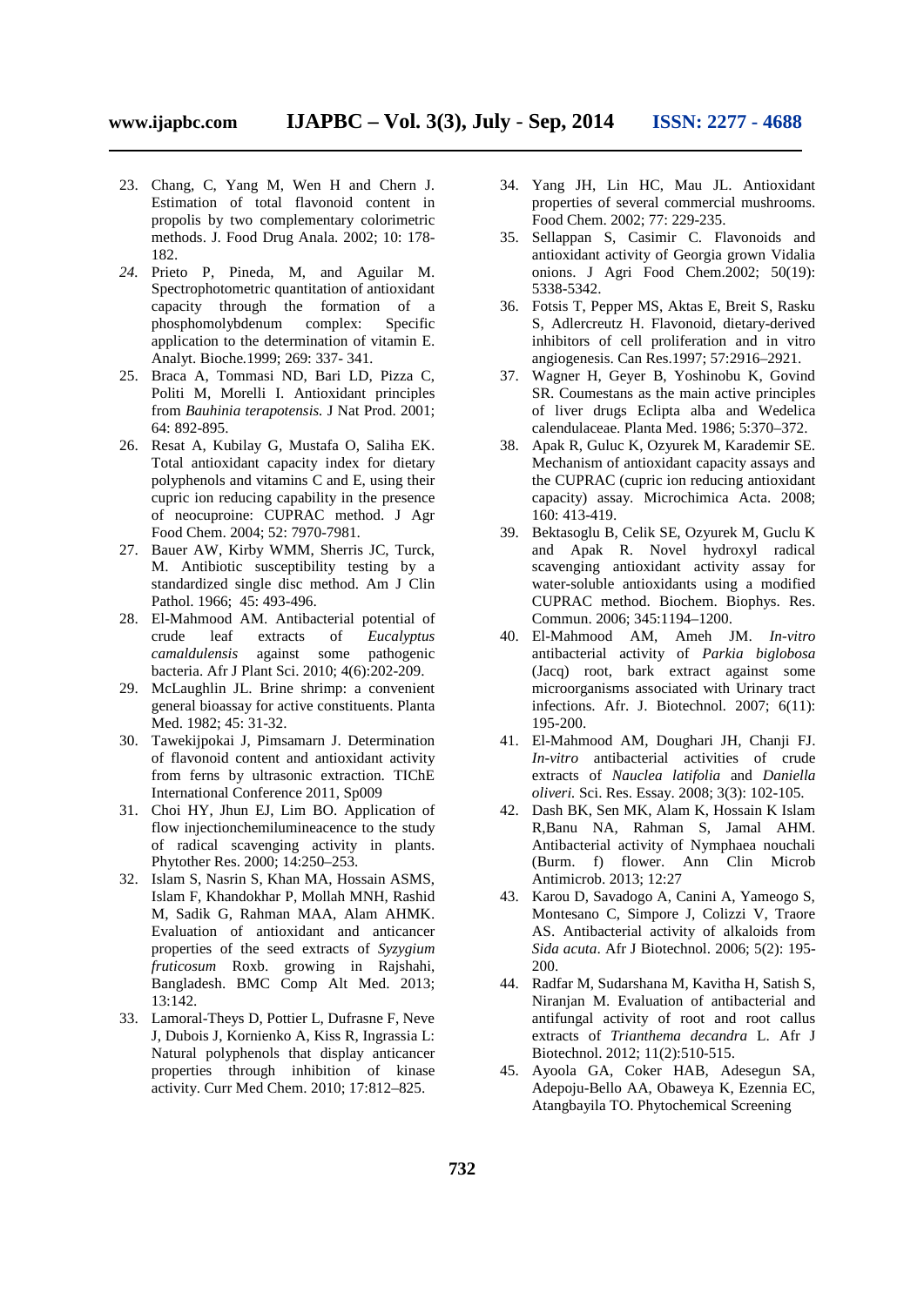23. Chang, C, Yang M, Wen H and Chern J. Estimation of total flavonoid content in propolis by two complementary colorimetric methods. J. Food Drug Anala. 2002; 10: 178-182.
24. Prieto P, Pineda, M, and Aguilar M. Spectrophotometric quantitation of antioxidant capacity through the formation of a phosphomolybdenum complex: Specific application to the determination of vitamin E. Analyt. Bioche.1999; 269: 337- 341.
25. Braca A, Tommasi ND, Bari LD, Pizza C, Politi M, Morelli I. Antioxidant principles from *Bauhinia terapotensis.* J Nat Prod. 2001; 64: 892-895.
26. Resat A, Kubilay G, Mustafa O, Saliha EK. Total antioxidant capacity index for dietary polyphenols and vitamins C and E, using their cupric ion reducing capability in the presence of neocuproine: CUPRAC method. J Agr Food Chem. 2004; 52: 7970-7981.
27. Bauer AW, Kirby WMM, Sherris JC, Turck, M. Antibiotic susceptibility testing by a standardized single disc method. Am J Clin Pathol. 1966; 45: 493-496.
28. El-Mahmood AM. Antibacterial potential of crude leaf extracts of *Eucalyptus camaldulensis* against some pathogenic bacteria. Afr J Plant Sci. 2010; 4(6):202-209.
29. McLaughlin JL. Brine shrimp: a convenient general bioassay for active constituents. Planta Med. 1982; 45: 31-32.
30. Tawekijpokai J, Pimsamarn J. Determination of flavonoid content and antioxidant activity from ferns by ultrasonic extraction. TIChE International Conference 2011, Sp009
31. Choi HY, Jhun EJ, Lim BO. Application of flow injectionchemilumineacence to the study of radical scavenging activity in plants. Phytother Res. 2000; 14:250–253.
32. Islam S, Nasrin S, Khan MA, Hossain ASMS, Islam F, Khandokhar P, Mollah MNH, Rashid M, Sadik G, Rahman MAA, Alam AHMK. Evaluation of antioxidant and anticancer properties of the seed extracts of *Syzygium fruticosum* Roxb. growing in Rajshahi, Bangladesh. BMC Comp Alt Med. 2013; 13:142.
33. Lamoral-Theys D, Pottier L, Dufrasne F, Neve J, Dubois J, Kornienko A, Kiss R, Ingrassia L: Natural polyphenols that display anticancer properties through inhibition of kinase activity. Curr Med Chem. 2010; 17:812–825.
34. Yang JH, Lin HC, Mau JL. Antioxidant properties of several commercial mushrooms. Food Chem. 2002; 77: 229-235.
35. Sellappan S, Casimir C. Flavonoids and antioxidant activity of Georgia grown Vidalia onions. J Agri Food Chem.2002; 50(19): 5338-5342.
36. Fotsis T, Pepper MS, Aktas E, Breit S, Rasku S, Adlercreutz H. Flavonoid, dietary-derived inhibitors of cell proliferation and in vitro angiogenesis. Can Res.1997; 57:2916–2921.
37. Wagner H, Geyer B, Yoshinobu K, Govind SR. Coumestans as the main active principles of liver drugs Eclipta alba and Wedelica calendulaceae. Planta Med. 1986; 5:370–372.
38. Apak R, Guluc K, Ozyurek M, Karademir SE. Mechanism of antioxidant capacity assays and the CUPRAC (cupric ion reducing antioxidant capacity) assay. Microchimica Acta. 2008; 160: 413-419.
39. Bektasoglu B, Celik SE, Ozyurek M, Guclu K and Apak R. Novel hydroxyl radical scavenging antioxidant activity assay for water-soluble antioxidants using a modified CUPRAC method. Biochem. Biophys. Res. Commun. 2006; 345:1194–1200.
40. El-Mahmood AM, Ameh JM. *In-vitro* antibacterial activity of *Parkia biglobosa* (Jacq) root, bark extract against some microorganisms associated with Urinary tract infections. Afr. J. Biotechnol. 2007; 6(11): 195-200.
41. El-Mahmood AM, Doughari JH, Chanji FJ. *In-vitro* antibacterial activities of crude extracts of *Nauclea latifolia* and *Daniella oliveri.* Sci. Res. Essay. 2008; 3(3): 102-105.
42. Dash BK, Sen MK, Alam K, Hossain K Islam R,Banu NA, Rahman S, Jamal AHM. Antibacterial activity of Nymphaea nouchali (Burm. f) flower. Ann Clin Microb Antimicrob. 2013; 12:27
43. Karou D, Savadogo A, Canini A, Yameogo S, Montesano C, Simpore J, Colizzi V, Traore AS. Antibacterial activity of alkaloids from *Sida acuta*. Afr J Biotechnol. 2006; 5(2): 195-200.
44. Radfar M, Sudarshana M, Kavitha H, Satish S, Niranjan M. Evaluation of antibacterial and antifungal activity of root and root callus extracts of *Trianthema decandra* L. Afr J Biotechnol. 2012; 11(2):510-515.
45. Ayoola GA, Coker HAB, Adesegun SA, Adepoju-Bello AA, Obaweya K, Ezennia EC, Atangbayila TO. Phytochemical Screening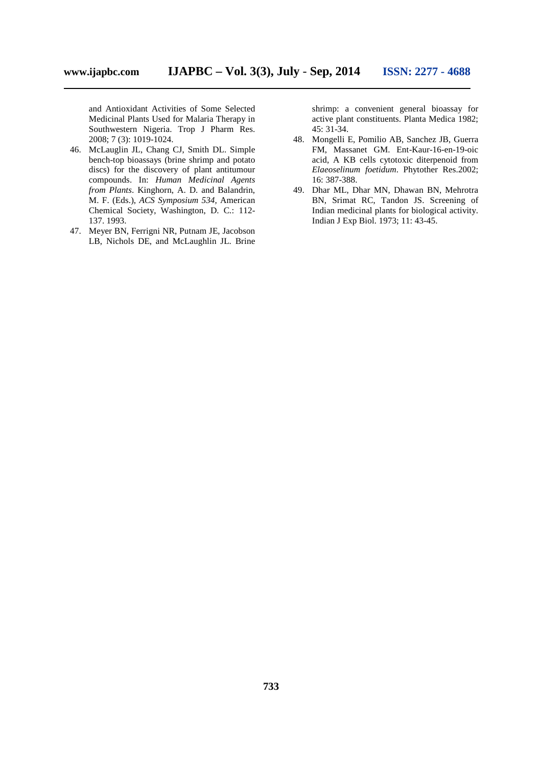and Antioxidant Activities of Some Selected Medicinal Plants Used for Malaria Therapy in Southwestern Nigeria. Trop J Pharm Res. 2008; 7 (3): 1019-1024.

46. McLauglin JL, Chang CJ, Smith DL. Simple bench-top bioassays (brine shrimp and potato discs) for the discovery of plant antitumour compounds. In: *Human Medicinal Agents from Plants*. Kinghorn, A. D. and Balandrin, M. F. (Eds.), *ACS Symposium 534*, American Chemical Society, Washington, D. C.: 112-137. 1993.
47. Meyer BN, Ferrigni NR, Putnam JE, Jacobson LB, Nichols DE, and McLaughlin JL. Brine shrimp: a convenient general bioassay for active plant constituents. Planta Medica 1982; 45: 31-34.
48. Mongelli E, Pomilio AB, Sanchez JB, Guerra FM, Massanet GM. Ent-Kaur-16-en-19-oic acid, A KB cells cytotoxic diterpenoid from *Elaeoselinum foetidum*. Phytother Res.2002; 16: 387-388.
49. Dhar ML, Dhar MN, Dhawan BN, Mehrotra BN, Srimat RC, Tandon JS. Screening of Indian medicinal plants for biological activity. Indian J Exp Biol. 1973; 11: 43-45.